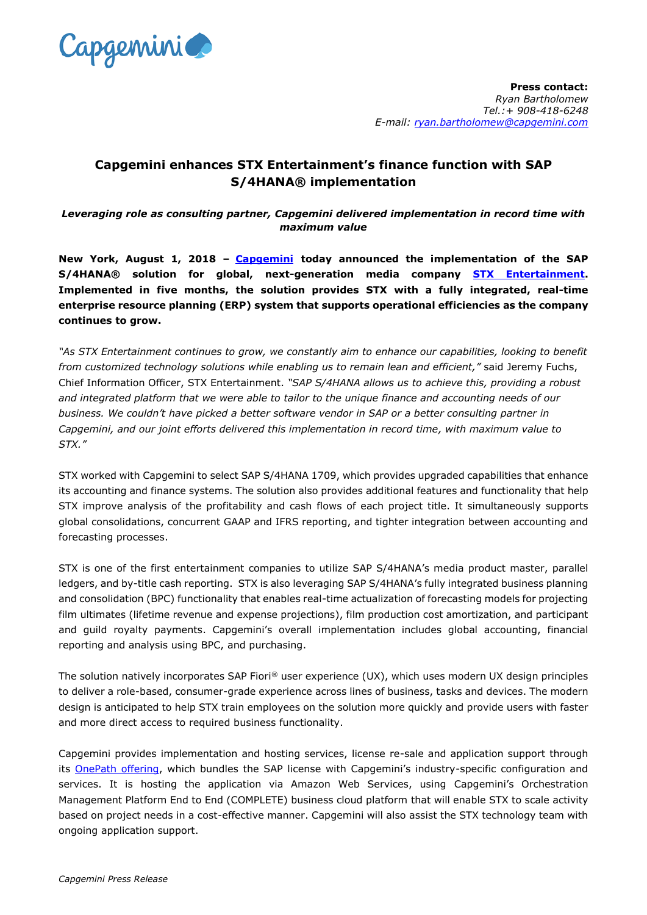**Press contact:**
*Ryan Bartholomew*
*Tel.:+ 908-418-6248*
*E-mail: [ryan.bartholomew@capgemini.com](mailto:ryan.bartholomew@capgemini.com)*

# Capgemini enhances STX Entertainment's finance function with SAP S/4HANA® implementation

***Leveraging role as consulting partner, Capgemini delivered implementation in record time with maximum value***

**New York, August 1, 2018 – [Capgemini](#) today announced the implementation of the SAP S/4HANA® solution for global, next-generation media company [STX Entertainment](#). Implemented in five months, the solution provides STX with a fully integrated, real-time enterprise resource planning (ERP) system that supports operational efficiencies as the company continues to grow.**

*"As STX Entertainment continues to grow, we constantly aim to enhance our capabilities, looking to benefit from customized technology solutions while enabling us to remain lean and efficient,"* said Jeremy Fuchs, Chief Information Officer, STX Entertainment. *"SAP S/4HANA allows us to achieve this, providing a robust and integrated platform that we were able to tailor to the unique finance and accounting needs of our business. We couldn't have picked a better software vendor in SAP or a better consulting partner in Capgemini, and our joint efforts delivered this implementation in record time, with maximum value to STX."*

STX worked with Capgemini to select SAP S/4HANA 1709, which provides upgraded capabilities that enhance its accounting and finance systems. The solution also provides additional features and functionality that help STX improve analysis of the profitability and cash flows of each project title. It simultaneously supports global consolidations, concurrent GAAP and IFRS reporting, and tighter integration between accounting and forecasting processes.

STX is one of the first entertainment companies to utilize SAP S/4HANA's media product master, parallel ledgers, and by-title cash reporting. STX is also leveraging SAP S/4HANA's fully integrated business planning and consolidation (BPC) functionality that enables real-time actualization of forecasting models for projecting film ultimates (lifetime revenue and expense projections), film production cost amortization, and participant and guild royalty payments. Capgemini's overall implementation includes global accounting, financial reporting and analysis using BPC, and purchasing.

The solution natively incorporates SAP Fiori® user experience (UX), which uses modern UX design principles to deliver a role-based, consumer-grade experience across lines of business, tasks and devices. The modern design is anticipated to help STX train employees on the solution more quickly and provide users with faster and more direct access to required business functionality.

Capgemini provides implementation and hosting services, license re-sale and application support through its [OnePath offering](#), which bundles the SAP license with Capgemini's industry-specific configuration and services. It is hosting the application via Amazon Web Services, using Capgemini's Orchestration Management Platform End to End (COMPLETE) business cloud platform that will enable STX to scale activity based on project needs in a cost-effective manner. Capgemini will also assist the STX technology team with ongoing application support.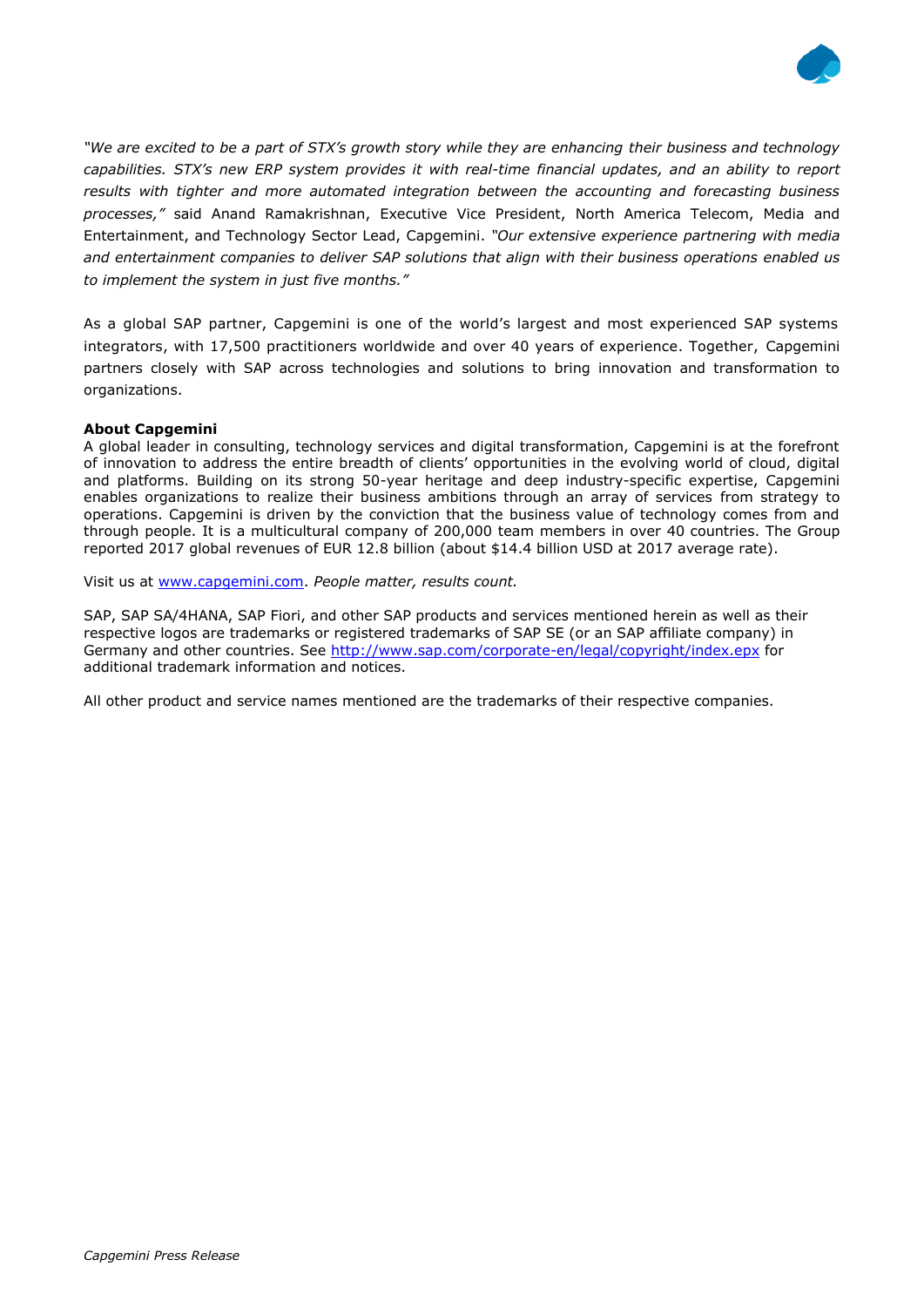*"We are excited to be a part of STX's growth story while they are enhancing their business and technology capabilities. STX's new ERP system provides it with real-time financial updates, and an ability to report results with tighter and more automated integration between the accounting and forecasting business processes,"* said Anand Ramakrishnan, Executive Vice President, North America Telecom, Media and Entertainment, and Technology Sector Lead, Capgemini. *"Our extensive experience partnering with media and entertainment companies to deliver SAP solutions that align with their business operations enabled us to implement the system in just five months."*

As a global SAP partner, Capgemini is one of the world's largest and most experienced SAP systems integrators, with 17,500 practitioners worldwide and over 40 years of experience. Together, Capgemini partners closely with SAP across technologies and solutions to bring innovation and transformation to organizations.

**About Capgemini**

A global leader in consulting, technology services and digital transformation, Capgemini is at the forefront of innovation to address the entire breadth of clients' opportunities in the evolving world of cloud, digital and platforms. Building on its strong 50-year heritage and deep industry-specific expertise, Capgemini enables organizations to realize their business ambitions through an array of services from strategy to operations. Capgemini is driven by the conviction that the business value of technology comes from and through people. It is a multicultural company of 200,000 team members in over 40 countries. The Group reported 2017 global revenues of EUR 12.8 billion (about $14.4 billion USD at 2017 average rate).

Visit us at [www.capgemini.com](http://www.capgemini.com). *People matter, results count.*

SAP, SAP SA/4HANA, SAP Fiori, and other SAP products and services mentioned herein as well as their respective logos are trademarks or registered trademarks of SAP SE (or an SAP affiliate company) in Germany and other countries. See [http://www.sap.com/corporate-en/legal/copyright/index.epx](http://www.sap.com/corporate-en/legal/copyright/index.epx) for additional trademark information and notices.

All other product and service names mentioned are the trademarks of their respective companies.